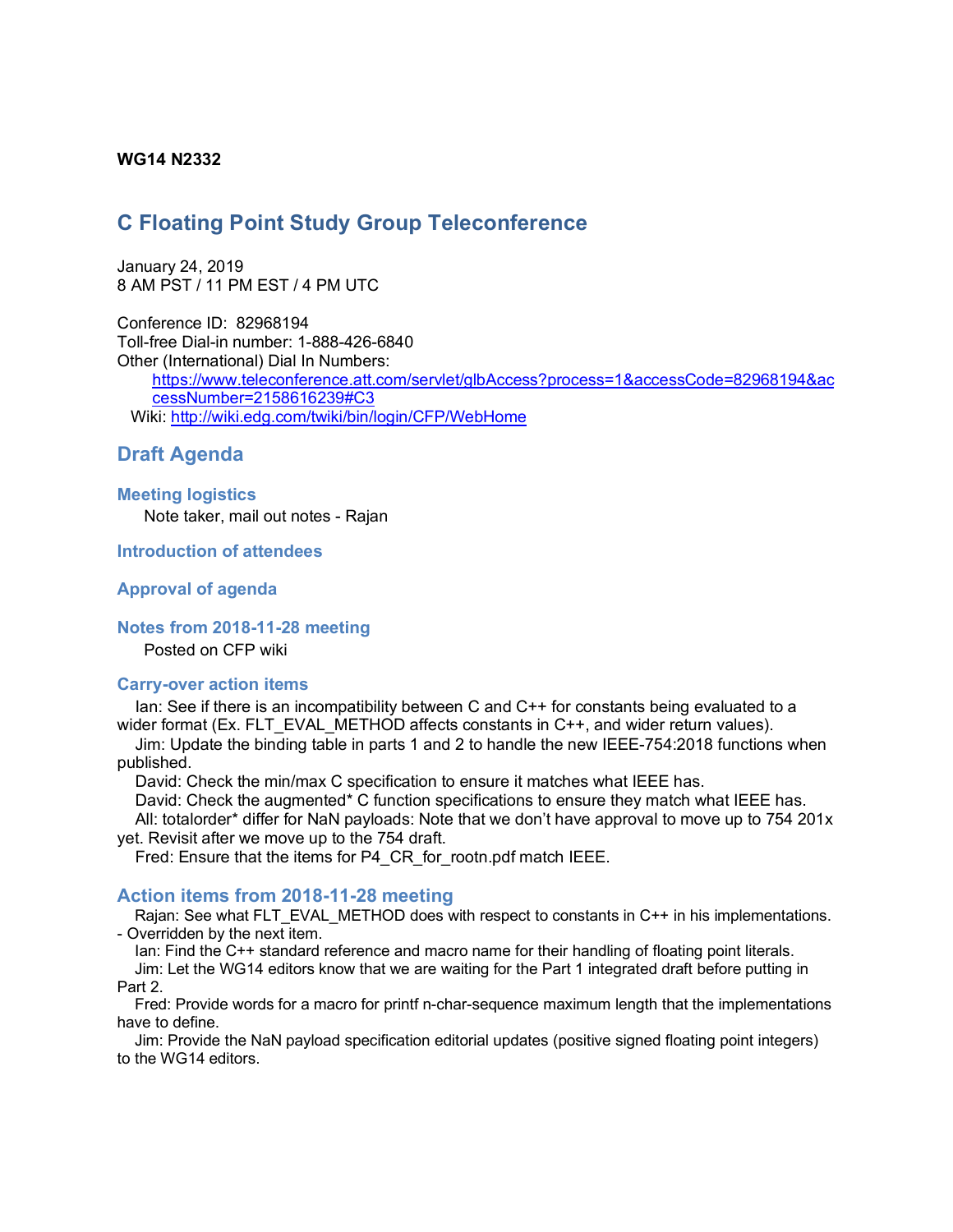**WG14 N2332**

# C Floating Point Study Group Teleconference

January 24, 2019
8 AM PST / 11 PM EST / 4 PM UTC

Conference ID: 82968194
Toll-free Dial-in number: 1-888-426-6840
Other (International) Dial In Numbers:
https://www.teleconference.att.com/servlet/glbAccess?process=1&accessCode=82968194&accessNumber=2158616239#C3
Wiki: http://wiki.edg.com/twiki/bin/login/CFP/WebHome

## Draft Agenda

### Meeting logistics

Note taker, mail out notes - Rajan

### Introduction of attendees

### Approval of agenda

### Notes from 2018-11-28 meeting

Posted on CFP wiki

### Carry-over action items

Ian: See if there is an incompatibility between C and C++ for constants being evaluated to a wider format (Ex. FLT_EVAL_METHOD affects constants in C++, and wider return values).

Jim: Update the binding table in parts 1 and 2 to handle the new IEEE-754:2018 functions when published.

David: Check the min/max C specification to ensure it matches what IEEE has.

David: Check the augmented* C function specifications to ensure they match what IEEE has.

All: totalorder* differ for NaN payloads: Note that we don't have approval to move up to 754 201x yet. Revisit after we move up to the 754 draft.

Fred: Ensure that the items for P4_CR_for_rootn.pdf match IEEE.

### Action items from 2018-11-28 meeting

Rajan: See what FLT_EVAL_METHOD does with respect to constants in C++ in his implementations. - Overridden by the next item.

Ian: Find the C++ standard reference and macro name for their handling of floating point literals.

Jim: Let the WG14 editors know that we are waiting for the Part 1 integrated draft before putting in Part 2.

Fred: Provide words for a macro for printf n-char-sequence maximum length that the implementations have to define.

Jim: Provide the NaN payload specification editorial updates (positive signed floating point integers) to the WG14 editors.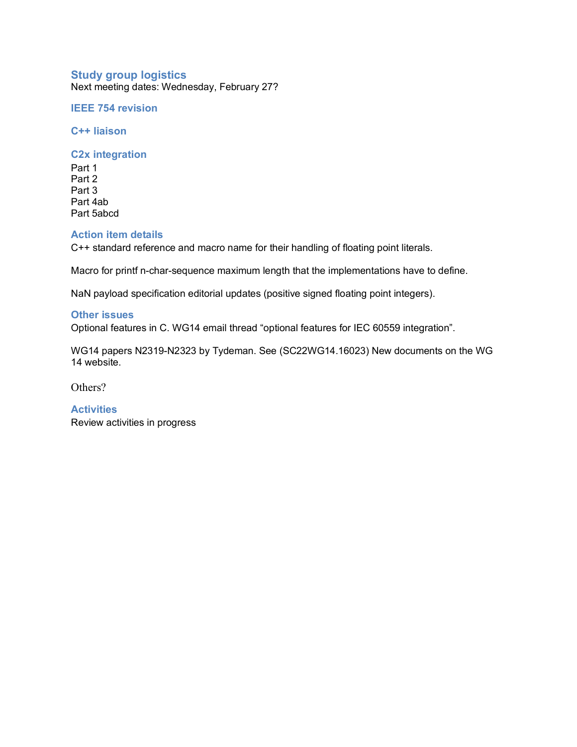### Study group logistics

Next meeting dates: Wednesday, February 27?

### IEEE 754 revision

### C++ liaison

### C2x integration

Part 1
Part 2
Part 3
Part 4ab
Part 5abcd

### Action item details

C++ standard reference and macro name for their handling of floating point literals.

Macro for printf n-char-sequence maximum length that the implementations have to define.

NaN payload specification editorial updates (positive signed floating point integers).

### Other issues

Optional features in C. WG14 email thread "optional features for IEC 60559 integration".

WG14 papers N2319-N2323 by Tydeman. See (SC22WG14.16023) New documents on the WG 14 website.

Others?

### Activities

Review activities in progress